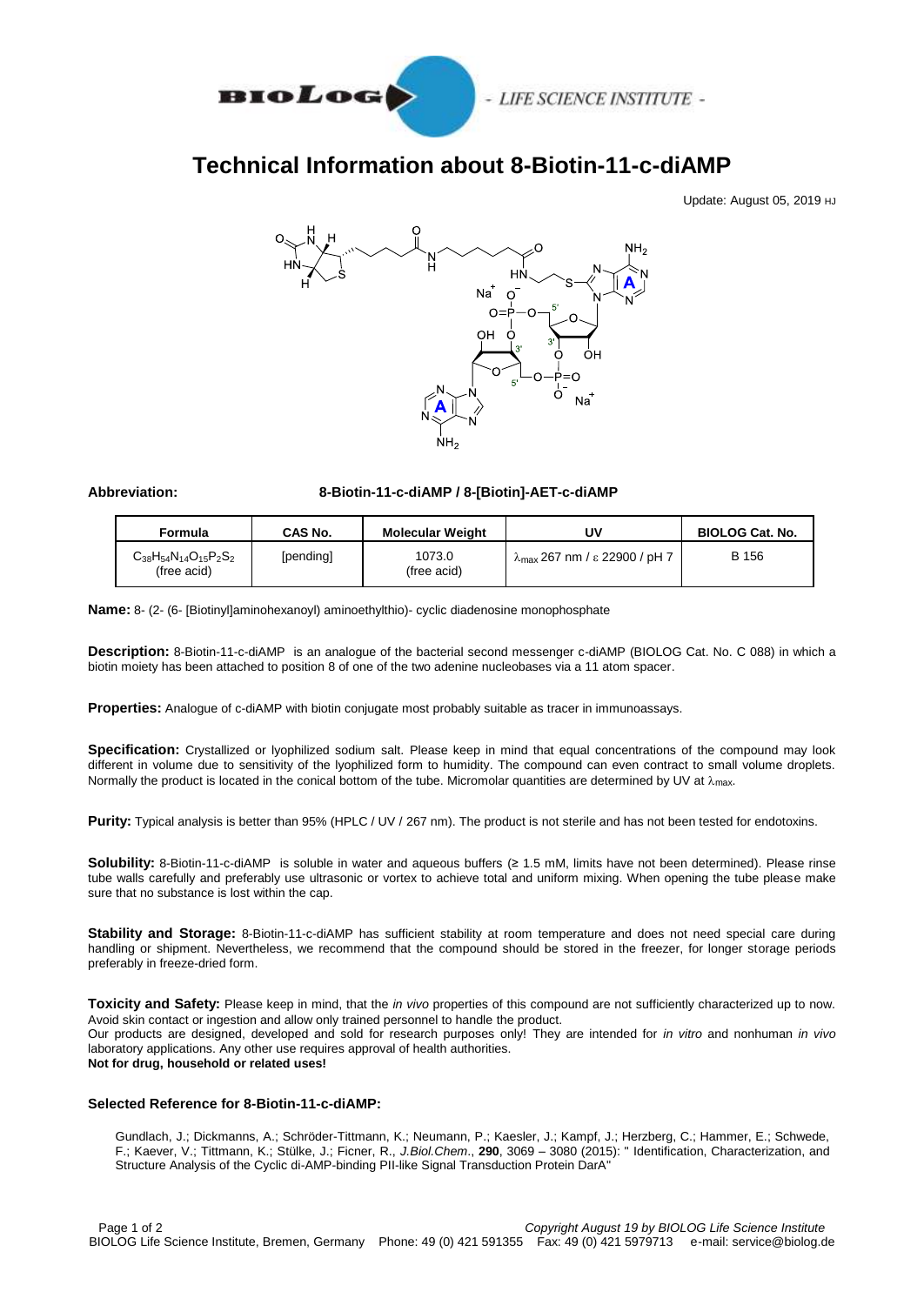# Technical Information about 8-Biotin-11-c-diAMP

Update: August 05, 2019 HJ

**Abbreviation:** **8-Biotin-11-c-diAMP / 8-[Biotin]-AET-c-diAMP**

| Formula | CAS No. | Molecular Weight | UV | BIOLOG Cat. No. |
|---|---|---|---|---|
| $C_{38}H_{54}N_{14}O_{15}P_2S_2$ (free acid) | [pending] | 1073.0 (free acid) | $\lambda_{max}$ 267 nm / ε 22900 / pH 7 | B 156 |

**Name:** 8- (2- (6- [Biotinyl]aminohexanoyl) aminoethylthio)- cyclic diadenosine monophosphate

**Description:** 8-Biotin-11-c-diAMP is an analogue of the bacterial second messenger c-diAMP (BIOLOG Cat. No. C 088) in which a biotin moiety has been attached to position 8 of one of the two adenine nucleobases via a 11 atom spacer.

**Properties:** Analogue of c-diAMP with biotin conjugate most probably suitable as tracer in immunoassays.

**Specification:** Crystallized or lyophilized sodium salt. Please keep in mind that equal concentrations of the compound may look different in volume due to sensitivity of the lyophilized form to humidity. The compound can even contract to small volume droplets. Normally the product is located in the conical bottom of the tube. Micromolar quantities are determined by UV at $\lambda_{max}$.

**Purity:** Typical analysis is better than 95% (HPLC / UV / 267 nm). The product is not sterile and has not been tested for endotoxins.

**Solubility:** 8-Biotin-11-c-diAMP is soluble in water and aqueous buffers (≥ 1.5 mM, limits have not been determined). Please rinse tube walls carefully and preferably use ultrasonic or vortex to achieve total and uniform mixing. When opening the tube please make sure that no substance is lost within the cap.

**Stability and Storage:** 8-Biotin-11-c-diAMP has sufficient stability at room temperature and does not need special care during handling or shipment. Nevertheless, we recommend that the compound should be stored in the freezer, for longer storage periods preferably in freeze-dried form.

**Toxicity and Safety:** Please keep in mind, that the *in vivo* properties of this compound are not sufficiently characterized up to now. Avoid skin contact or ingestion and allow only trained personnel to handle the product.
Our products are designed, developed and sold for research purposes only! They are intended for *in vitro* and nonhuman *in vivo* laboratory applications. Any other use requires approval of health authorities.
**Not for drug, household or related uses!**

### Selected Reference for 8-Biotin-11-c-diAMP:

Gundlach, J.; Dickmanns, A.; Schröder-Tittmann, K.; Neumann, P.; Kaesler, J.; Kampf, J.; Herzberg, C.; Hammer, E.; Schwede, F.; Kaever, V.; Tittmann, K.; Stülke, J.; Ficner, R., *J.Biol.Chem*., **290**, 3069 – 3080 (2015): " Identification, Characterization, and Structure Analysis of the Cyclic di-AMP-binding PII-like Signal Transduction Protein DarA"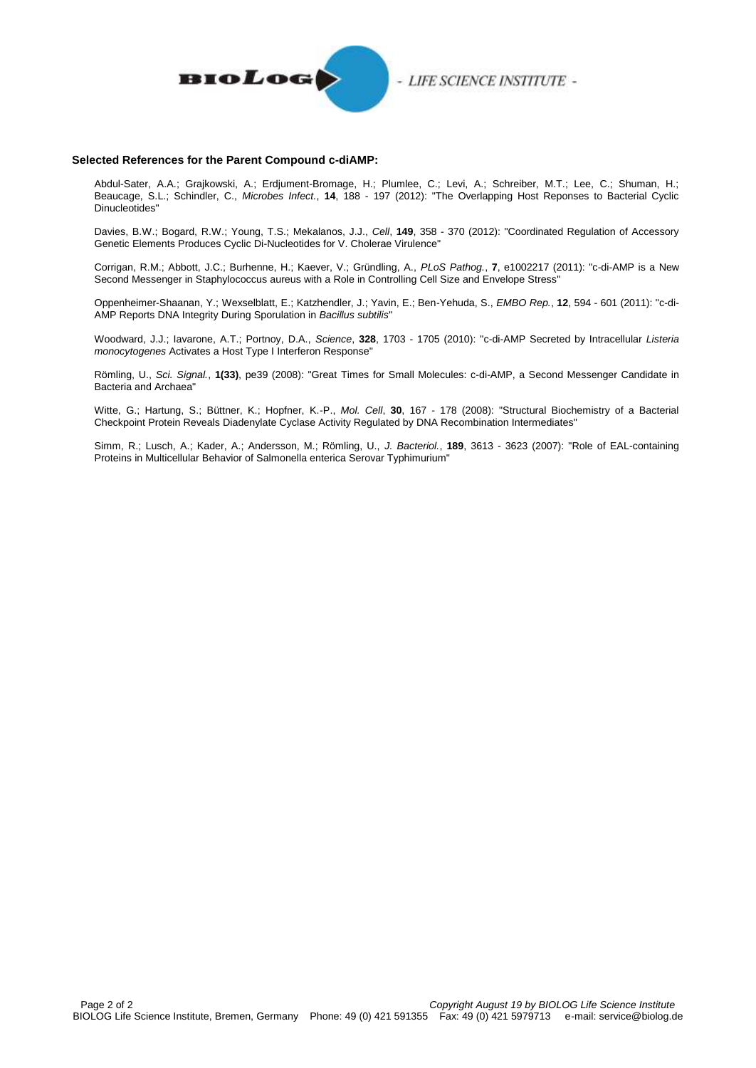**Selected References for the Parent Compound c-diAMP:**

Abdul-Sater, A.A.; Grajkowski, A.; Erdjument-Bromage, H.; Plumlee, C.; Levi, A.; Schreiber, M.T.; Lee, C.; Shuman, H.; Beaucage, S.L.; Schindler, C., *Microbes Infect.*, **14**, 188 - 197 (2012): "The Overlapping Host Reponses to Bacterial Cyclic Dinucleotides"

Davies, B.W.; Bogard, R.W.; Young, T.S.; Mekalanos, J.J., *Cell*, **149**, 358 - 370 (2012): "Coordinated Regulation of Accessory Genetic Elements Produces Cyclic Di-Nucleotides for V. Cholerae Virulence"

Corrigan, R.M.; Abbott, J.C.; Burhenne, H.; Kaever, V.; Gründling, A., *PLoS Pathog.*, **7**, e1002217 (2011): "c-di-AMP is a New Second Messenger in Staphylococcus aureus with a Role in Controlling Cell Size and Envelope Stress"

Oppenheimer-Shaanan, Y.; Wexselblatt, E.; Katzhendler, J.; Yavin, E.; Ben-Yehuda, S., *EMBO Rep.*, **12**, 594 - 601 (2011): "c-di-AMP Reports DNA Integrity During Sporulation in *Bacillus subtilis*"

Woodward, J.J.; Iavarone, A.T.; Portnoy, D.A., *Science*, **328**, 1703 - 1705 (2010): "c-di-AMP Secreted by Intracellular *Listeria monocytogenes* Activates a Host Type I Interferon Response"

Römling, U., *Sci. Signal.*, **1(33)**, pe39 (2008): "Great Times for Small Molecules: c-di-AMP, a Second Messenger Candidate in Bacteria and Archaea"

Witte, G.; Hartung, S.; Büttner, K.; Hopfner, K.-P., *Mol. Cell*, **30**, 167 - 178 (2008): "Structural Biochemistry of a Bacterial Checkpoint Protein Reveals Diadenylate Cyclase Activity Regulated by DNA Recombination Intermediates"

Simm, R.; Lusch, A.; Kader, A.; Andersson, M.; Römling, U., *J. Bacteriol.*, **189**, 3613 - 3623 (2007): "Role of EAL-containing Proteins in Multicellular Behavior of Salmonella enterica Serovar Typhimurium"